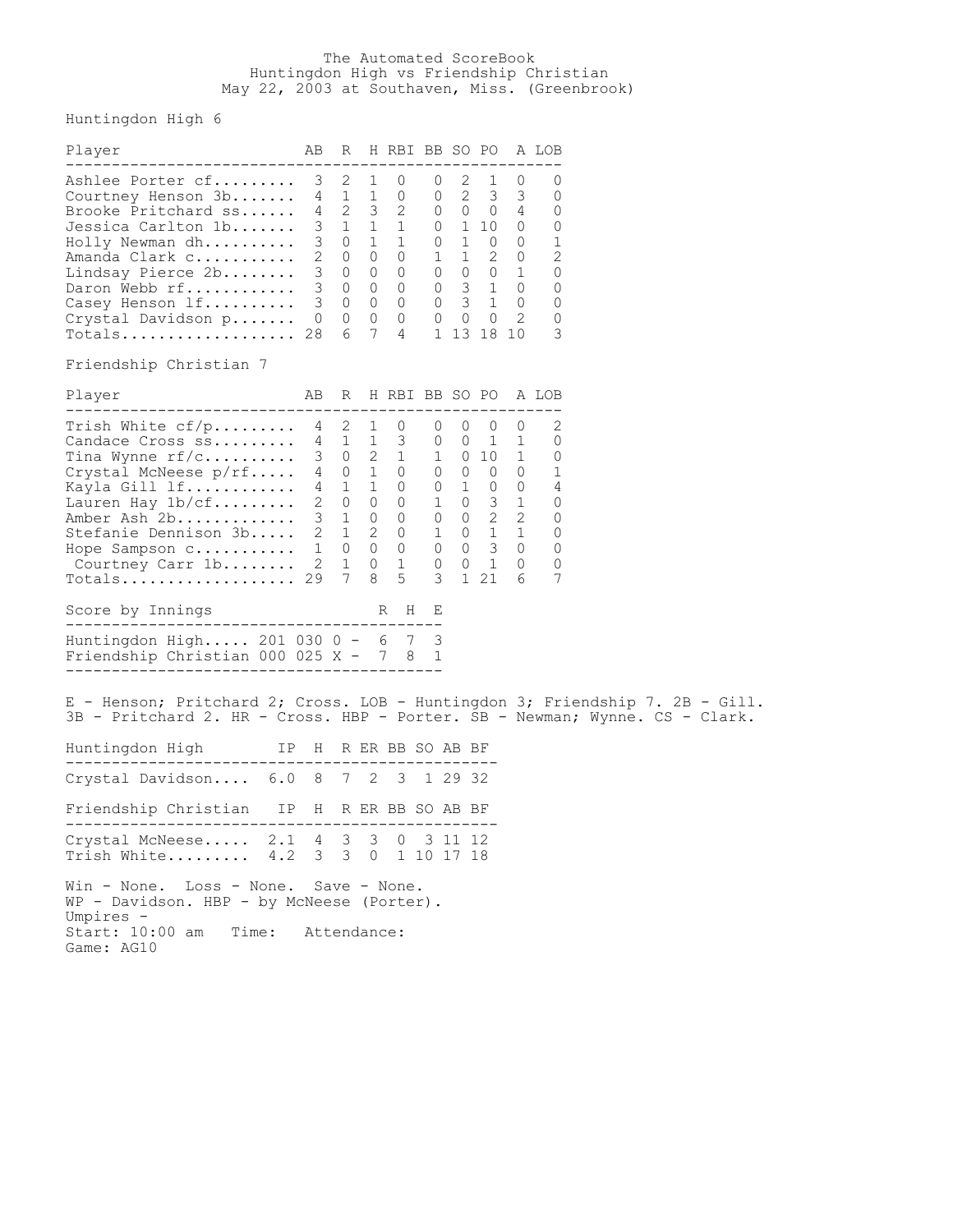# The Automated ScoreBook
## Huntingdon High vs Friendship Christian
May 22, 2003 at Southaven, Miss. (Greenbrook)

### Huntingdon High 6

| Player | AB | R | H | RBI | BB | SO | PO | A | LOB |
|---|---|---|---|---|---|---|---|---|---|
| Ashlee Porter cf | 3 | 2 | 1 | 0 | 0 | 2 | 1 | 0 | 0 |
| Courtney Henson 3b | 4 | 1 | 1 | 0 | 0 | 2 | 3 | 3 | 0 |
| Brooke Pritchard ss | 4 | 2 | 3 | 2 | 0 | 0 | 0 | 4 | 0 |
| Jessica Carlton 1b | 3 | 1 | 1 | 1 | 0 | 1 | 10 | 0 | 0 |
| Holly Newman dh | 3 | 0 | 1 | 1 | 0 | 1 | 0 | 0 | 1 |
| Amanda Clark c | 2 | 0 | 0 | 0 | 1 | 1 | 2 | 0 | 2 |
| Lindsay Pierce 2b | 3 | 0 | 0 | 0 | 0 | 0 | 0 | 1 | 0 |
| Daron Webb rf | 3 | 0 | 0 | 0 | 0 | 3 | 1 | 0 | 0 |
| Casey Henson lf | 3 | 0 | 0 | 0 | 0 | 3 | 1 | 0 | 0 |
| Crystal Davidson p | 0 | 0 | 0 | 0 | 0 | 0 | 0 | 2 | 0 |
| Totals | 28 | 6 | 7 | 4 | 1 | 13 | 18 | 10 | 3 |

### Friendship Christian 7

| Player | AB | R | H | RBI | BB | SO | PO | A | LOB |
|---|---|---|---|---|---|---|---|---|---|
| Trish White cf/p | 4 | 2 | 1 | 0 | 0 | 0 | 0 | 0 | 2 |
| Candace Cross ss | 4 | 1 | 1 | 3 | 0 | 0 | 1 | 1 | 0 |
| Tina Wynne rf/c | 3 | 0 | 2 | 1 | 1 | 0 | 10 | 1 | 0 |
| Crystal McNeese p/rf | 4 | 0 | 1 | 0 | 0 | 0 | 0 | 0 | 1 |
| Kayla Gill lf | 4 | 1 | 1 | 0 | 0 | 1 | 0 | 0 | 4 |
| Lauren Hay 1b/cf | 2 | 0 | 0 | 0 | 1 | 0 | 3 | 1 | 0 |
| Amber Ash 2b | 3 | 1 | 0 | 0 | 0 | 0 | 2 | 2 | 0 |
| Stefanie Dennison 3b | 2 | 1 | 2 | 0 | 1 | 0 | 1 | 1 | 0 |
| Hope Sampson c | 1 | 0 | 0 | 0 | 0 | 0 | 3 | 0 | 0 |
| Courtney Carr 1b | 2 | 1 | 0 | 1 | 0 | 0 | 1 | 0 | 0 |
| Totals | 29 | 7 | 8 | 5 | 3 | 1 | 21 | 6 | 7 |

### Score by Innings

| Team | Innings | R | H | E |
|---|---|---|---|---|
| Huntingdon High | 201 030 0 | 6 | 7 | 3 |
| Friendship Christian | 000 025 X | 7 | 8 | 1 |

E - Henson; Pritchard 2; Cross. LOB - Huntingdon 3; Friendship 7. 2B - Gill. 3B - Pritchard 2. HR - Cross. HBP - Porter. SB - Newman; Wynne. CS - Clark.

| Huntingdon High | IP | H | R | ER | BB | SO | AB | BF |
|---|---|---|---|---|---|---|---|---|
| Crystal Davidson | 6.0 | 8 | 7 | 2 | 3 | 1 | 29 | 32 |

| Friendship Christian | IP | H | R | ER | BB | SO | AB | BF |
|---|---|---|---|---|---|---|---|---|
| Crystal McNeese | 2.1 | 4 | 3 | 3 | 0 | 3 | 11 | 12 |
| Trish White | 4.2 | 3 | 3 | 0 | 1 | 10 | 17 | 18 |

Win - None. Loss - None. Save - None.
WP - Davidson. HBP - by McNeese (Porter).
Umpires -
Start: 10:00 am Time: Attendance:
Game: AG10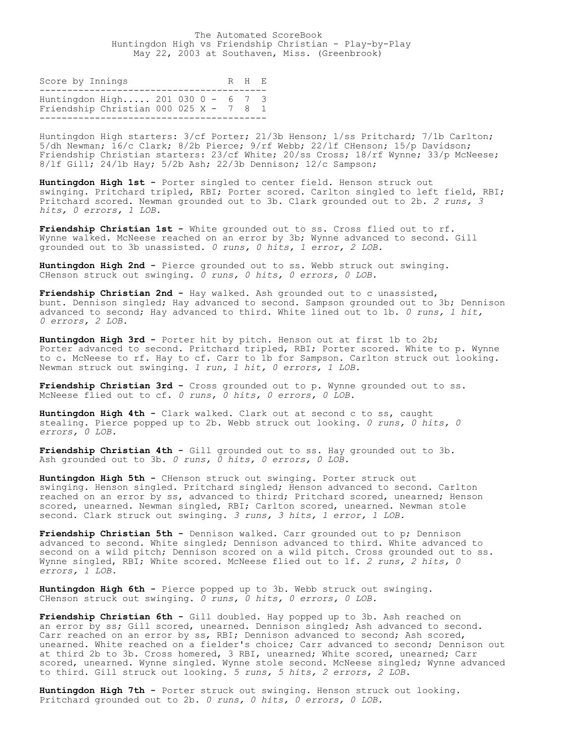The Automated ScoreBook
Huntingdon High vs Friendship Christian - Play-by-Play
May 22, 2003 at Southaven, Miss. (Greenbrook)

| Score by Innings | | R | H | E |
|---|---|---|---|---|
| Huntingdon High..... | 201 030 0 - | 6 | 7 | 3 |
| Friendship Christian | 000 025 X - | 7 | 8 | 1 |

Huntingdon High starters: 3/cf Porter; 21/3b Henson; 1/ss Pritchard; 7/1b Carlton; 5/dh Newman; 16/c Clark; 8/2b Pierce; 9/rf Webb; 22/lf CHenson; 15/p Davidson;
Friendship Christian starters: 23/cf White; 20/ss Cross; 18/rf Wynne; 33/p McNeese; 8/lf Gill; 24/1b Hay; 5/2b Ash; 22/3b Dennison; 12/c Sampson;

**Huntingdon High 1st -** Porter singled to center field. Henson struck out swinging. Pritchard tripled, RBI; Porter scored. Carlton singled to left field, RBI; Pritchard scored. Newman grounded out to 3b. Clark grounded out to 2b. *2 runs, 3 hits, 0 errors, 1 LOB.*

**Friendship Christian 1st -** White grounded out to ss. Cross flied out to rf. Wynne walked. McNeese reached on an error by 3b; Wynne advanced to second. Gill grounded out to 3b unassisted. *0 runs, 0 hits, 1 error, 2 LOB.*

**Huntingdon High 2nd -** Pierce grounded out to ss. Webb struck out swinging. CHenson struck out swinging. *0 runs, 0 hits, 0 errors, 0 LOB.*

**Friendship Christian 2nd -** Hay walked. Ash grounded out to c unassisted, bunt. Dennison singled; Hay advanced to second. Sampson grounded out to 3b; Dennison advanced to second; Hay advanced to third. White lined out to 1b. *0 runs, 1 hit, 0 errors, 2 LOB.*

**Huntingdon High 3rd -** Porter hit by pitch. Henson out at first 1b to 2b; Porter advanced to second. Pritchard tripled, RBI; Porter scored. White to p. Wynne to c. McNeese to rf. Hay to cf. Carr to 1b for Sampson. Carlton struck out looking. Newman struck out swinging. *1 run, 1 hit, 0 errors, 1 LOB.*

**Friendship Christian 3rd -** Cross grounded out to p. Wynne grounded out to ss. McNeese flied out to cf. *0 runs, 0 hits, 0 errors, 0 LOB.*

**Huntingdon High 4th -** Clark walked. Clark out at second c to ss, caught stealing. Pierce popped up to 2b. Webb struck out looking. *0 runs, 0 hits, 0 errors, 0 LOB.*

**Friendship Christian 4th -** Gill grounded out to ss. Hay grounded out to 3b. Ash grounded out to 3b. *0 runs, 0 hits, 0 errors, 0 LOB.*

**Huntingdon High 5th -** CHenson struck out swinging. Porter struck out swinging. Henson singled. Pritchard singled; Henson advanced to second. Carlton reached on an error by ss, advanced to third; Pritchard scored, unearned; Henson scored, unearned. Newman singled, RBI; Carlton scored, unearned. Newman stole second. Clark struck out swinging. *3 runs, 3 hits, 1 error, 1 LOB.*

**Friendship Christian 5th -** Dennison walked. Carr grounded out to p; Dennison advanced to second. White singled; Dennison advanced to third. White advanced to second on a wild pitch; Dennison scored on a wild pitch. Cross grounded out to ss. Wynne singled, RBI; White scored. McNeese flied out to lf. *2 runs, 2 hits, 0 errors, 1 LOB.*

**Huntingdon High 6th -** Pierce popped up to 3b. Webb struck out swinging. CHenson struck out swinging. *0 runs, 0 hits, 0 errors, 0 LOB.*

**Friendship Christian 6th -** Gill doubled. Hay popped up to 3b. Ash reached on an error by ss; Gill scored, unearned. Dennison singled; Ash advanced to second. Carr reached on an error by ss, RBI; Dennison advanced to second; Ash scored, unearned. White reached on a fielder's choice; Carr advanced to second; Dennison out at third 2b to 3b. Cross homered, 3 RBI, unearned; White scored, unearned; Carr scored, unearned. Wynne singled. Wynne stole second. McNeese singled; Wynne advanced to third. Gill struck out looking. *5 runs, 5 hits, 2 errors, 2 LOB.*

**Huntingdon High 7th -** Porter struck out swinging. Henson struck out looking. Pritchard grounded out to 2b. *0 runs, 0 hits, 0 errors, 0 LOB.*